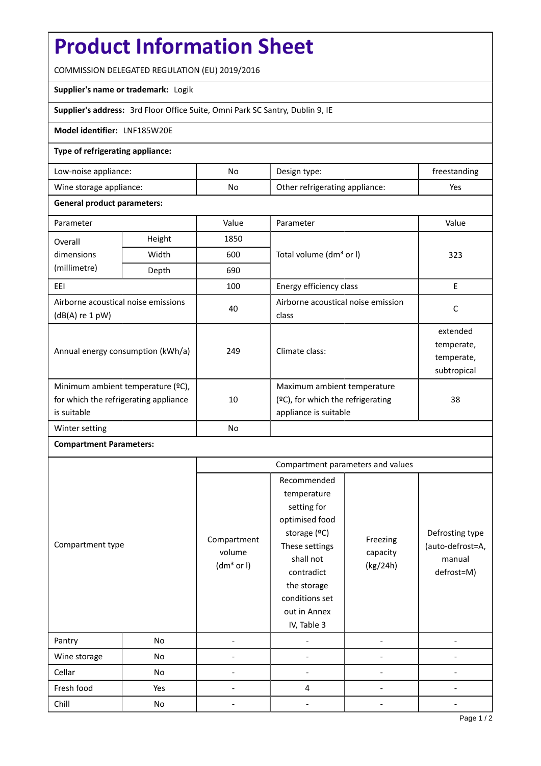# Product Information Sheet

COMMISSION DELEGATED REGULATION (EU) 2019/2016

**Supplier's name or trademark:** Logik

**Supplier's address:** 3rd Floor Office Suite, Omni Park SC Santry, Dublin 9, IE

**Model identifier:** LNF185W20E

**Type of refrigerating appliance:**

| | | | |
|---|---|---|---|
| Low-noise appliance: | No | Design type: | freestanding |
| Wine storage appliance: | No | Other refrigerating appliance: | Yes |

**General product parameters:**

| Parameter | | Value | Parameter | Value |
|---|---|---|---|---|
| Overall dimensions (millimetre) | Height | 1850 | Total volume (dm³ or l) | 323 |
| | Width | 600 | | |
| | Depth | 690 | | |
| EEI | | 100 | Energy efficiency class | E |
| Airborne acoustical noise emissions (dB(A) re 1 pW) | | 40 | Airborne acoustical noise emission class | C |
| Annual energy consumption (kWh/a) | | 249 | Climate class: | extended temperate, temperate, subtropical |
| Minimum ambient temperature (ºC), for which the refrigerating appliance is suitable | | 10 | Maximum ambient temperature (ºC), for which the refrigerating appliance is suitable | 38 |
| Winter setting | | No | | |

**Compartment Parameters:**

| Compartment type | | Compartment volume (dm³ or l) | Recommended temperature setting for optimised food storage (ºC) These settings shall not contradict the storage conditions set out in Annex IV, Table 3 | Freezing capacity (kg/24h) | Defrosting type (auto-defrost=A, manual defrost=M) |
|---|---|---|---|---|---|
| Pantry | No | - | - | - | - |
| Wine storage | No | - | - | - | - |
| Cellar | No | - | - | - | - |
| Fresh food | Yes | - | 4 | - | - |
| Chill | No | - | - | - | - |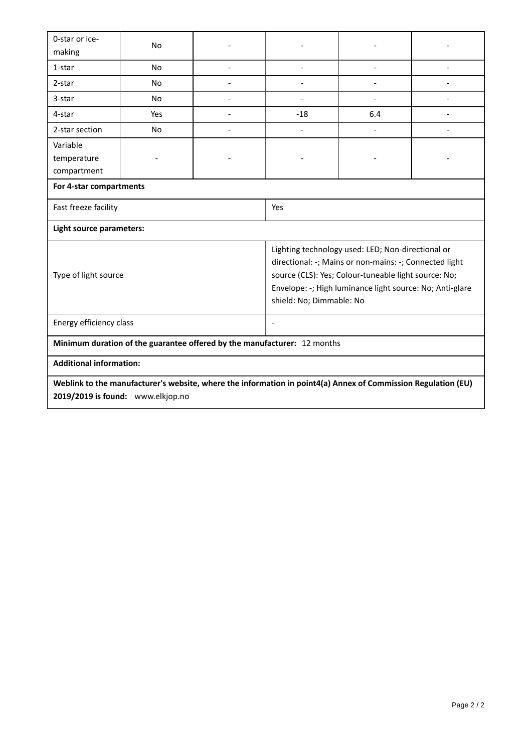| | | | | | |
|---|---|---|---|---|---|
| 0-star or ice-making | No | - | - | - | - |
| 1-star | No | - | - | - | - |
| 2-star | No | - | - | - | - |
| 3-star | No | - | - | - | - |
| 4-star | Yes | - | -18 | 6.4 | - |
| 2-star section | No | - | - | - | - |
| Variable temperature compartment | - | - | - | - | - |

| | |
|---|---|
| **For 4-star compartments** | |
| Fast freeze facility | Yes |
| **Light source parameters:** | |
| Type of light source | Lighting technology used: LED; Non-directional or directional: -; Mains or non-mains: -; Connected light source (CLS): Yes; Colour-tuneable light source: No; Envelope: -; High luminance light source: No; Anti-glare shield: No; Dimmable: No |
| Energy efficiency class | - |
| **Minimum duration of the guarantee offered by the manufacturer:** 12 months | |
| **Additional information:** | |
| **Weblink to the manufacturer's website, where the information in point4(a) Annex of Commission Regulation (EU) 2019/2019 is found:** www.elkjop.no | |